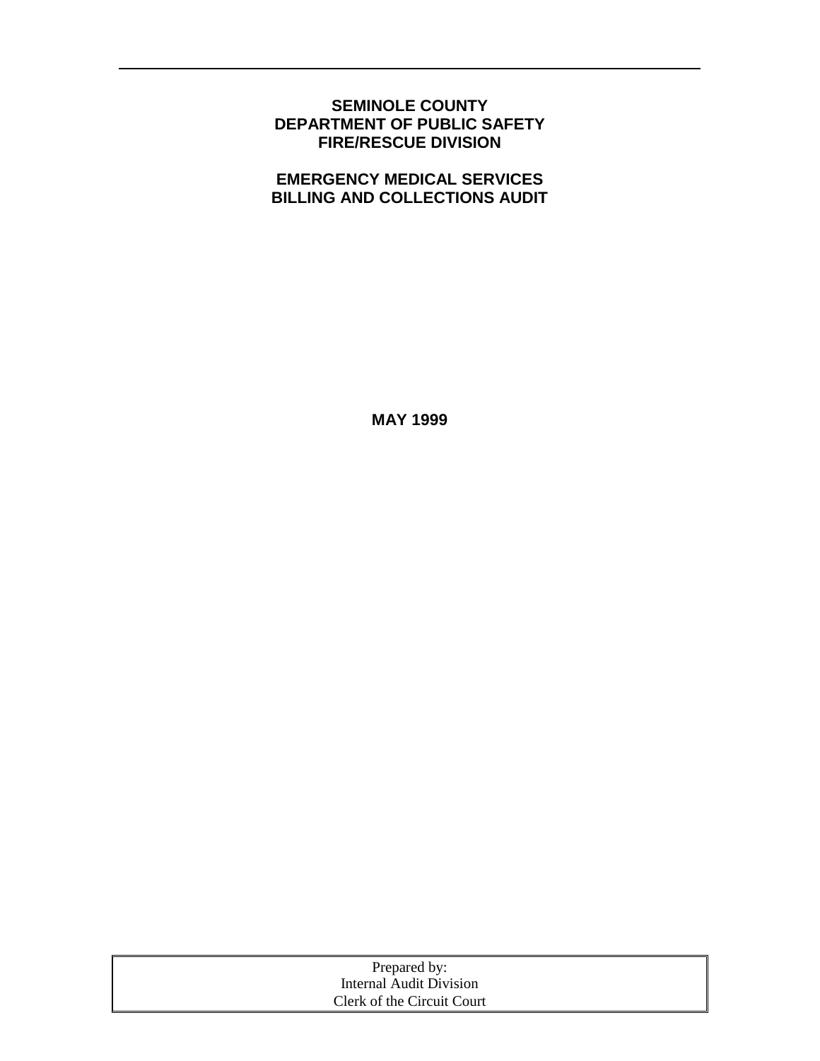# SEMINOLE COUNTY
# DEPARTMENT OF PUBLIC SAFETY
# FIRE/RESCUE DIVISION

## EMERGENCY MEDICAL SERVICES
## BILLING AND COLLECTIONS AUDIT

**MAY 1999**

Prepared by:
Internal Audit Division
Clerk of the Circuit Court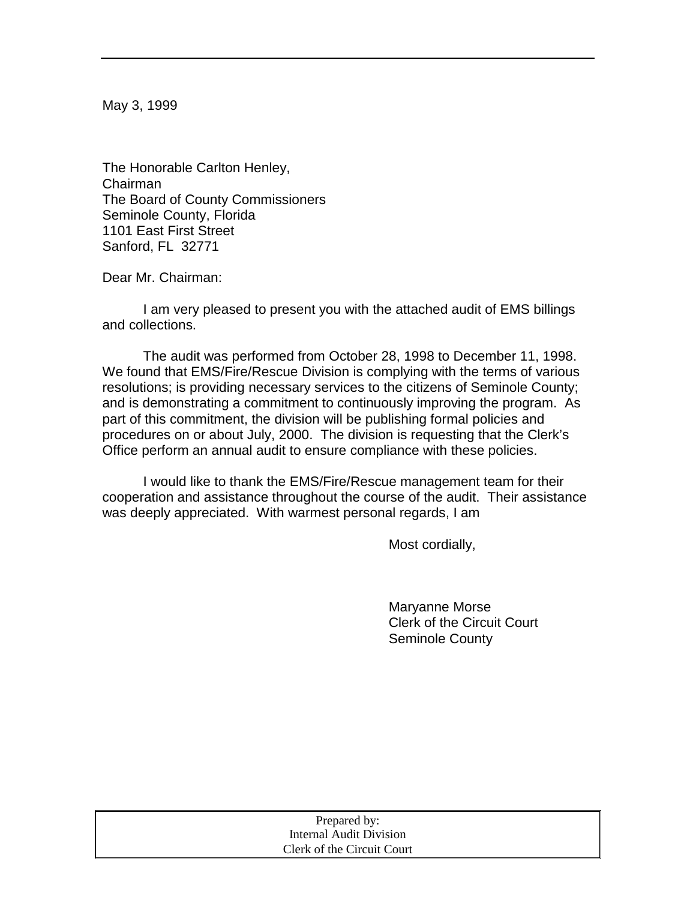May 3, 1999

The Honorable Carlton Henley,  
Chairman  
The Board of County Commissioners  
Seminole County, Florida  
1101 East First Street  
Sanford, FL 32771

Dear Mr. Chairman:

I am very pleased to present you with the attached audit of EMS billings and collections.

The audit was performed from October 28, 1998 to December 11, 1998. We found that EMS/Fire/Rescue Division is complying with the terms of various resolutions; is providing necessary services to the citizens of Seminole County; and is demonstrating a commitment to continuously improving the program. As part of this commitment, the division will be publishing formal policies and procedures on or about July, 2000. The division is requesting that the Clerk's Office perform an annual audit to ensure compliance with these policies.

I would like to thank the EMS/Fire/Rescue management team for their cooperation and assistance throughout the course of the audit. Their assistance was deeply appreciated. With warmest personal regards, I am

Most cordially,

Maryanne Morse  
Clerk of the Circuit Court  
Seminole County

Prepared by:  
Internal Audit Division  
Clerk of the Circuit Court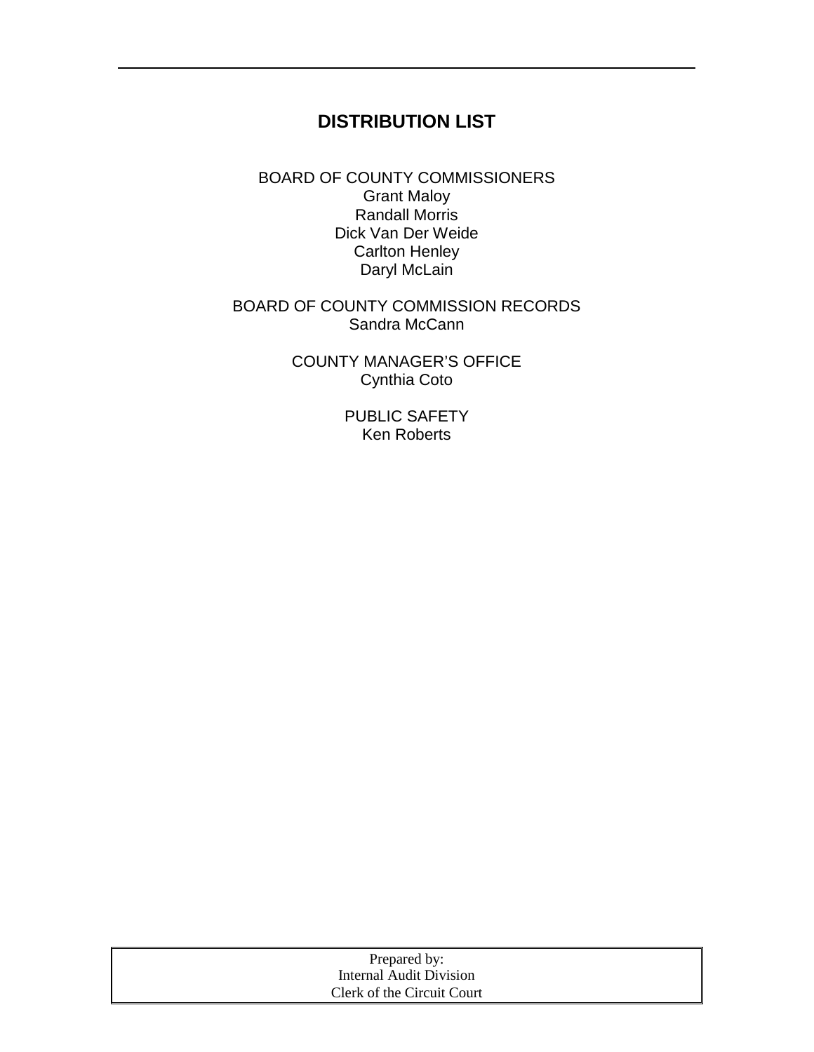## DISTRIBUTION LIST

BOARD OF COUNTY COMMISSIONERS
Grant Maloy
Randall Morris
Dick Van Der Weide
Carlton Henley
Daryl McLain

BOARD OF COUNTY COMMISSION RECORDS
Sandra McCann

COUNTY MANAGER'S OFFICE
Cynthia Coto

PUBLIC SAFETY
Ken Roberts

Prepared by:
Internal Audit Division
Clerk of the Circuit Court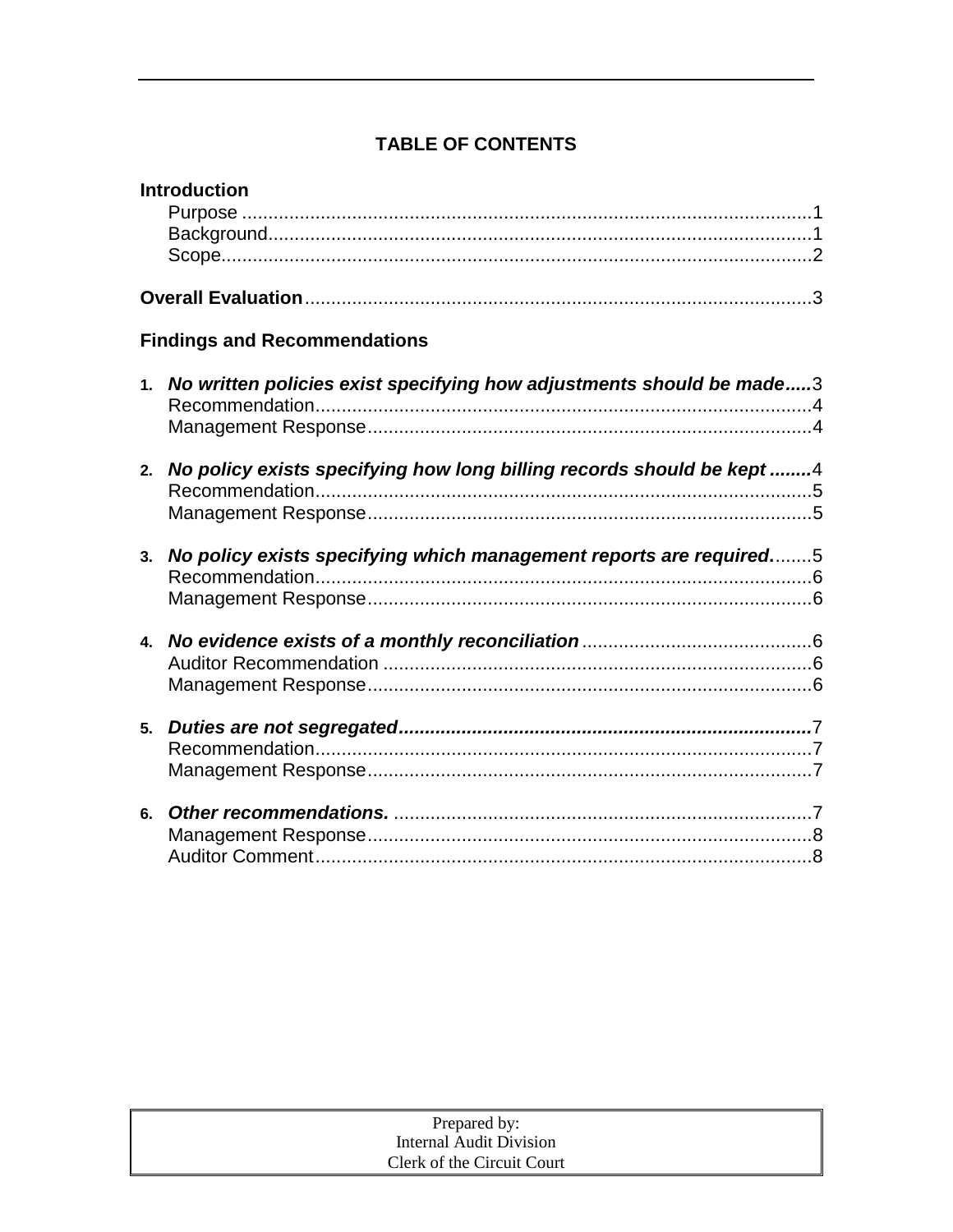## TABLE OF CONTENTS

**Introduction**

- Purpose ........................................................................................................1
- Background...................................................................................................1
- Scope............................................................................................................2

**Overall Evaluation**........................................................................................3

**Findings and Recommendations**

1. ***No written policies exist specifying how adjustments should be made*****.....**3
   - Recommendation...........................................................................................4
   - Management Response...................................................................................4

2. ***No policy exists specifying how long billing records should be kept*** **........**4
   - Recommendation...........................................................................................5
   - Management Response...................................................................................5

3. ***No policy exists specifying which management reports are required***........5
   - Recommendation...........................................................................................6
   - Management Response...................................................................................6

4. ***No evidence exists of a monthly reconciliation***...........................................6
   - Auditor Recommendation ...............................................................................6
   - Management Response...................................................................................6

5. ***Duties are not segregated*****.........................................................................**7
   - Recommendation...........................................................................................7
   - Management Response...................................................................................7

6. ***Other recommendations.*** ..........................................................................7
   - Management Response...................................................................................8
   - Auditor Comment............................................................................................8

Prepared by:
Internal Audit Division
Clerk of the Circuit Court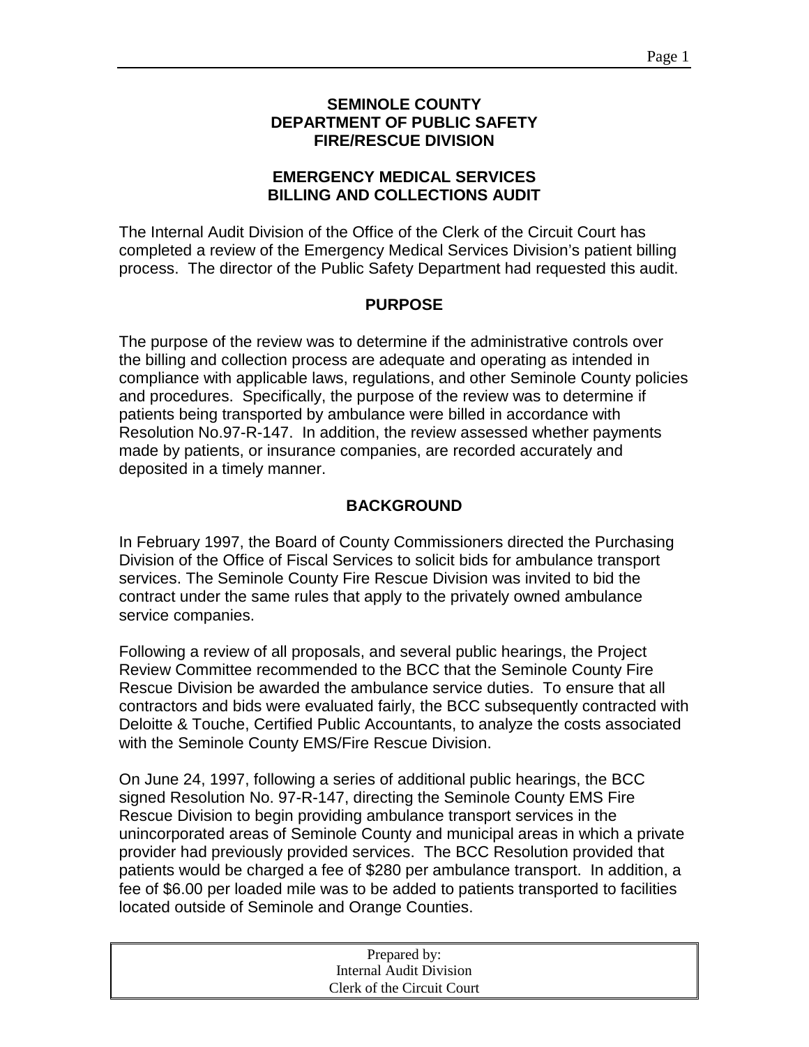**SEMINOLE COUNTY**
**DEPARTMENT OF PUBLIC SAFETY**
**FIRE/RESCUE DIVISION**

**EMERGENCY MEDICAL SERVICES**
**BILLING AND COLLECTIONS AUDIT**

The Internal Audit Division of the Office of the Clerk of the Circuit Court has completed a review of the Emergency Medical Services Division's patient billing process. The director of the Public Safety Department had requested this audit.

## PURPOSE

The purpose of the review was to determine if the administrative controls over the billing and collection process are adequate and operating as intended in compliance with applicable laws, regulations, and other Seminole County policies and procedures. Specifically, the purpose of the review was to determine if patients being transported by ambulance were billed in accordance with Resolution No.97-R-147. In addition, the review assessed whether payments made by patients, or insurance companies, are recorded accurately and deposited in a timely manner.

## BACKGROUND

In February 1997, the Board of County Commissioners directed the Purchasing Division of the Office of Fiscal Services to solicit bids for ambulance transport services. The Seminole County Fire Rescue Division was invited to bid the contract under the same rules that apply to the privately owned ambulance service companies.

Following a review of all proposals, and several public hearings, the Project Review Committee recommended to the BCC that the Seminole County Fire Rescue Division be awarded the ambulance service duties. To ensure that all contractors and bids were evaluated fairly, the BCC subsequently contracted with Deloitte & Touche, Certified Public Accountants, to analyze the costs associated with the Seminole County EMS/Fire Rescue Division.

On June 24, 1997, following a series of additional public hearings, the BCC signed Resolution No. 97-R-147, directing the Seminole County EMS Fire Rescue Division to begin providing ambulance transport services in the unincorporated areas of Seminole County and municipal areas in which a private provider had previously provided services. The BCC Resolution provided that patients would be charged a fee of $280 per ambulance transport. In addition, a fee of $6.00 per loaded mile was to be added to patients transported to facilities located outside of Seminole and Orange Counties.

Prepared by:
Internal Audit Division
Clerk of the Circuit Court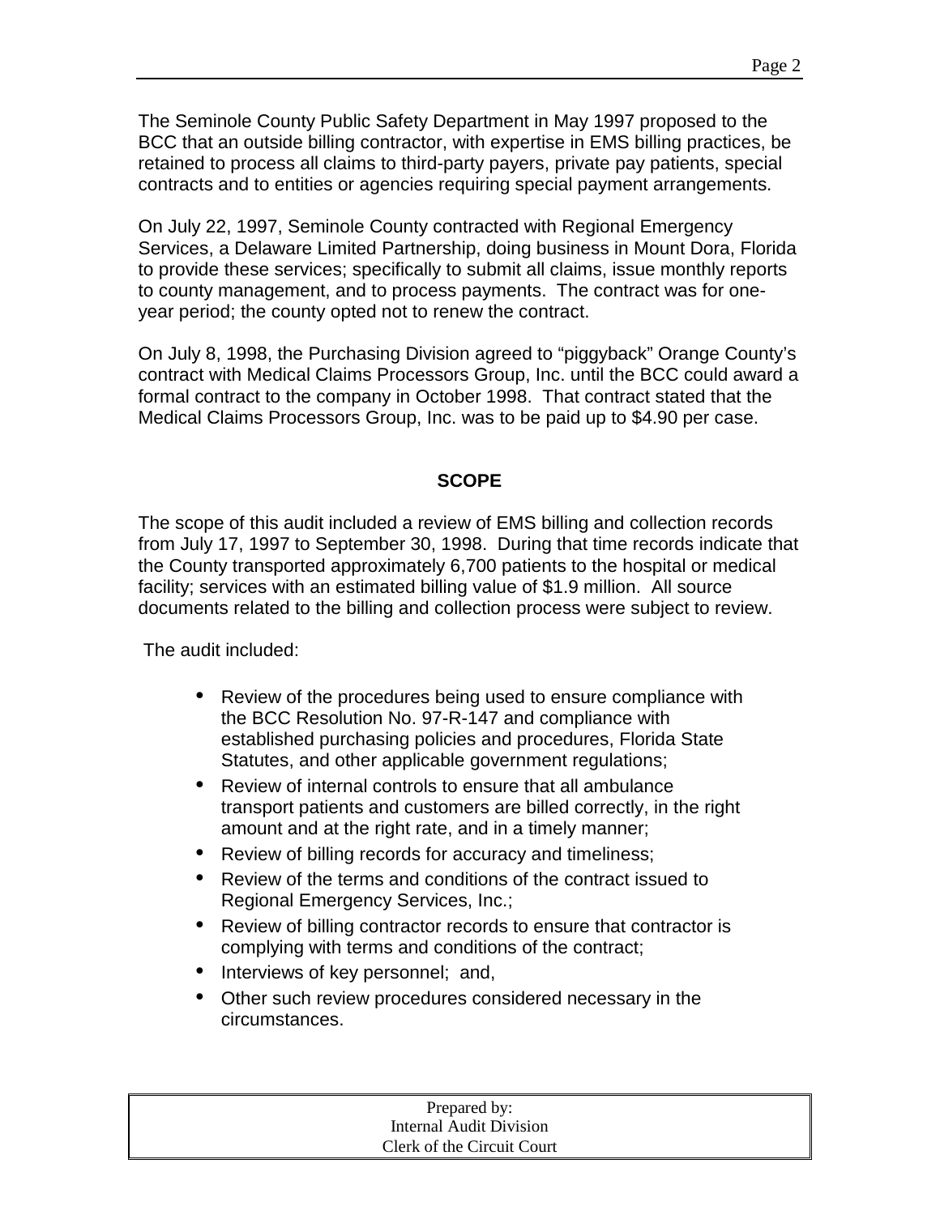The Seminole County Public Safety Department in May 1997 proposed to the BCC that an outside billing contractor, with expertise in EMS billing practices, be retained to process all claims to third-party payers, private pay patients, special contracts and to entities or agencies requiring special payment arrangements.

On July 22, 1997, Seminole County contracted with Regional Emergency Services, a Delaware Limited Partnership, doing business in Mount Dora, Florida to provide these services; specifically to submit all claims, issue monthly reports to county management, and to process payments. The contract was for one-year period; the county opted not to renew the contract.

On July 8, 1998, the Purchasing Division agreed to "piggyback" Orange County's contract with Medical Claims Processors Group, Inc. until the BCC could award a formal contract to the company in October 1998. That contract stated that the Medical Claims Processors Group, Inc. was to be paid up to $4.90 per case.

## SCOPE

The scope of this audit included a review of EMS billing and collection records from July 17, 1997 to September 30, 1998. During that time records indicate that the County transported approximately 6,700 patients to the hospital or medical facility; services with an estimated billing value of $1.9 million. All source documents related to the billing and collection process were subject to review.

The audit included:

- Review of the procedures being used to ensure compliance with the BCC Resolution No. 97-R-147 and compliance with established purchasing policies and procedures, Florida State Statutes, and other applicable government regulations;
- Review of internal controls to ensure that all ambulance transport patients and customers are billed correctly, in the right amount and at the right rate, and in a timely manner;
- Review of billing records for accuracy and timeliness;
- Review of the terms and conditions of the contract issued to Regional Emergency Services, Inc.;
- Review of billing contractor records to ensure that contractor is complying with terms and conditions of the contract;
- Interviews of key personnel; and,
- Other such review procedures considered necessary in the circumstances.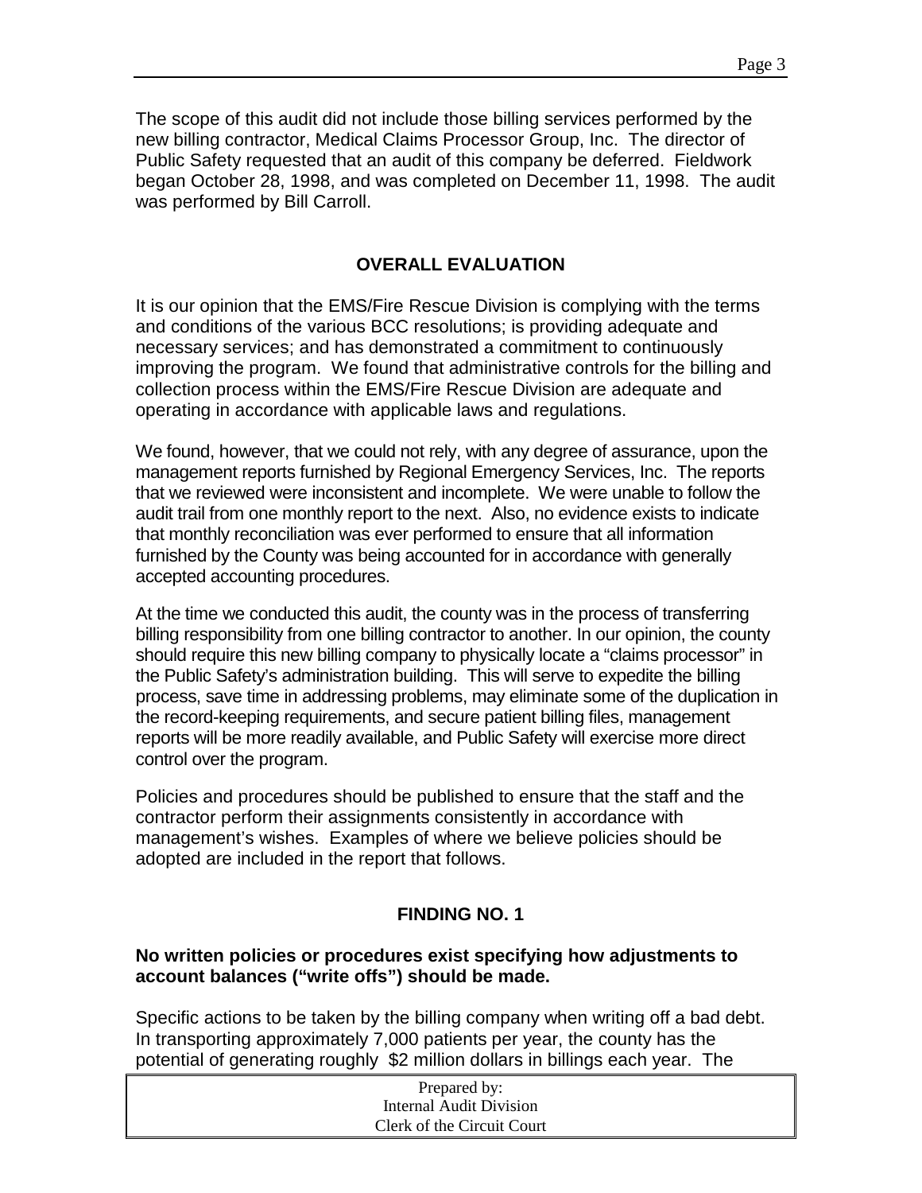The scope of this audit did not include those billing services performed by the new billing contractor, Medical Claims Processor Group, Inc. The director of Public Safety requested that an audit of this company be deferred. Fieldwork began October 28, 1998, and was completed on December 11, 1998. The audit was performed by Bill Carroll.

## OVERALL EVALUATION

It is our opinion that the EMS/Fire Rescue Division is complying with the terms and conditions of the various BCC resolutions; is providing adequate and necessary services; and has demonstrated a commitment to continuously improving the program. We found that administrative controls for the billing and collection process within the EMS/Fire Rescue Division are adequate and operating in accordance with applicable laws and regulations.

We found, however, that we could not rely, with any degree of assurance, upon the management reports furnished by Regional Emergency Services, Inc. The reports that we reviewed were inconsistent and incomplete. We were unable to follow the audit trail from one monthly report to the next. Also, no evidence exists to indicate that monthly reconciliation was ever performed to ensure that all information furnished by the County was being accounted for in accordance with generally accepted accounting procedures.

At the time we conducted this audit, the county was in the process of transferring billing responsibility from one billing contractor to another. In our opinion, the county should require this new billing company to physically locate a "claims processor" in the Public Safety's administration building. This will serve to expedite the billing process, save time in addressing problems, may eliminate some of the duplication in the record-keeping requirements, and secure patient billing files, management reports will be more readily available, and Public Safety will exercise more direct control over the program.

Policies and procedures should be published to ensure that the staff and the contractor perform their assignments consistently in accordance with management's wishes. Examples of where we believe policies should be adopted are included in the report that follows.

## FINDING NO. 1

**No written policies or procedures exist specifying how adjustments to account balances ("write offs") should be made.**

Specific actions to be taken by the billing company when writing off a bad debt. In transporting approximately 7,000 patients per year, the county has the potential of generating roughly $2 million dollars in billings each year. The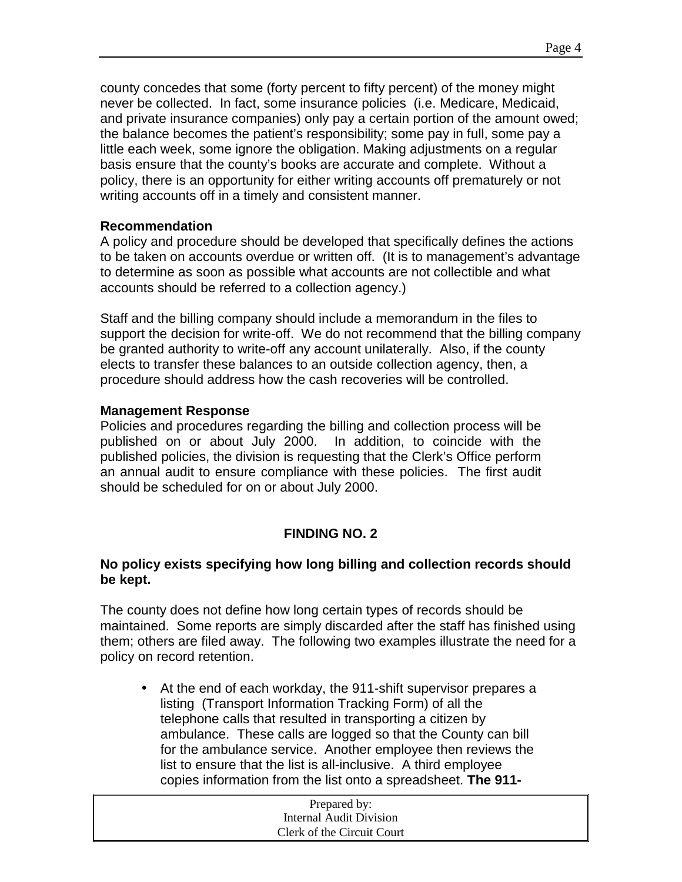county concedes that some (forty percent to fifty percent) of the money might never be collected. In fact, some insurance policies (i.e. Medicare, Medicaid, and private insurance companies) only pay a certain portion of the amount owed; the balance becomes the patient's responsibility; some pay in full, some pay a little each week, some ignore the obligation. Making adjustments on a regular basis ensure that the county's books are accurate and complete. Without a policy, there is an opportunity for either writing accounts off prematurely or not writing accounts off in a timely and consistent manner.

**Recommendation**

A policy and procedure should be developed that specifically defines the actions to be taken on accounts overdue or written off. (It is to management's advantage to determine as soon as possible what accounts are not collectible and what accounts should be referred to a collection agency.)

Staff and the billing company should include a memorandum in the files to support the decision for write-off. We do not recommend that the billing company be granted authority to write-off any account unilaterally. Also, if the county elects to transfer these balances to an outside collection agency, then, a procedure should address how the cash recoveries will be controlled.

**Management Response**

Policies and procedures regarding the billing and collection process will be published on or about July 2000. In addition, to coincide with the published policies, the division is requesting that the Clerk's Office perform an annual audit to ensure compliance with these policies. The first audit should be scheduled for on or about July 2000.

## FINDING NO. 2

**No policy exists specifying how long billing and collection records should be kept.**

The county does not define how long certain types of records should be maintained. Some reports are simply discarded after the staff has finished using them; others are filed away. The following two examples illustrate the need for a policy on record retention.

- At the end of each workday, the 911-shift supervisor prepares a listing (Transport Information Tracking Form) of all the telephone calls that resulted in transporting a citizen by ambulance. These calls are logged so that the County can bill for the ambulance service. Another employee then reviews the list to ensure that the list is all-inclusive. A third employee copies information from the list onto a spreadsheet. **The 911-**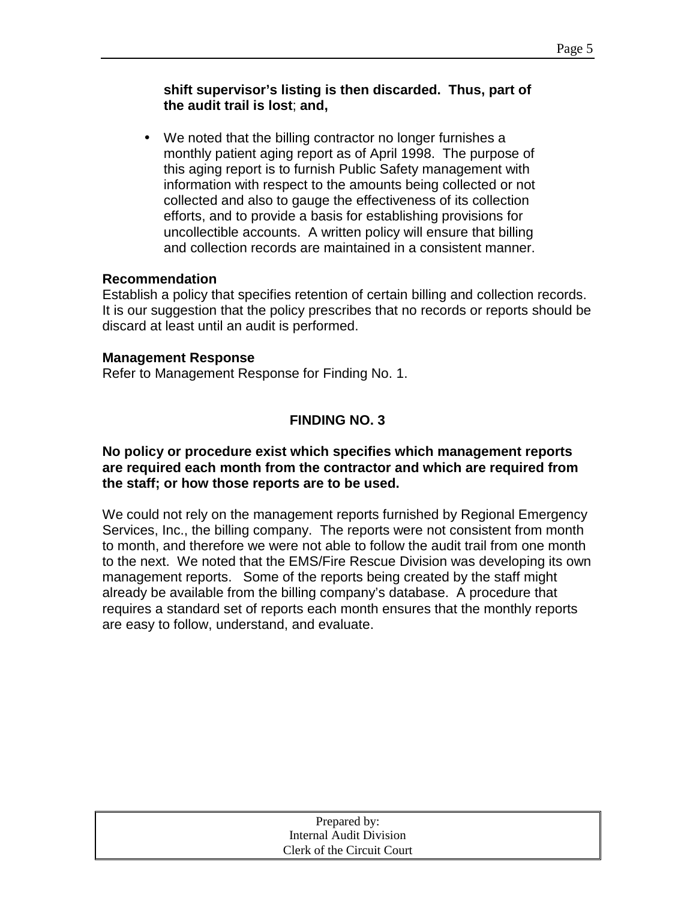**shift supervisor's listing is then discarded. Thus, part of the audit trail is lost**; **and,**

- We noted that the billing contractor no longer furnishes a monthly patient aging report as of April 1998. The purpose of this aging report is to furnish Public Safety management with information with respect to the amounts being collected or not collected and also to gauge the effectiveness of its collection efforts, and to provide a basis for establishing provisions for uncollectible accounts. A written policy will ensure that billing and collection records are maintained in a consistent manner.

**Recommendation**

Establish a policy that specifies retention of certain billing and collection records. It is our suggestion that the policy prescribes that no records or reports should be discard at least until an audit is performed.

**Management Response**

Refer to Management Response for Finding No. 1.

## FINDING NO. 3

**No policy or procedure exist which specifies which management reports are required each month from the contractor and which are required from the staff; or how those reports are to be used.**

We could not rely on the management reports furnished by Regional Emergency Services, Inc., the billing company. The reports were not consistent from month to month, and therefore we were not able to follow the audit trail from one month to the next. We noted that the EMS/Fire Rescue Division was developing its own management reports. Some of the reports being created by the staff might already be available from the billing company's database. A procedure that requires a standard set of reports each month ensures that the monthly reports are easy to follow, understand, and evaluate.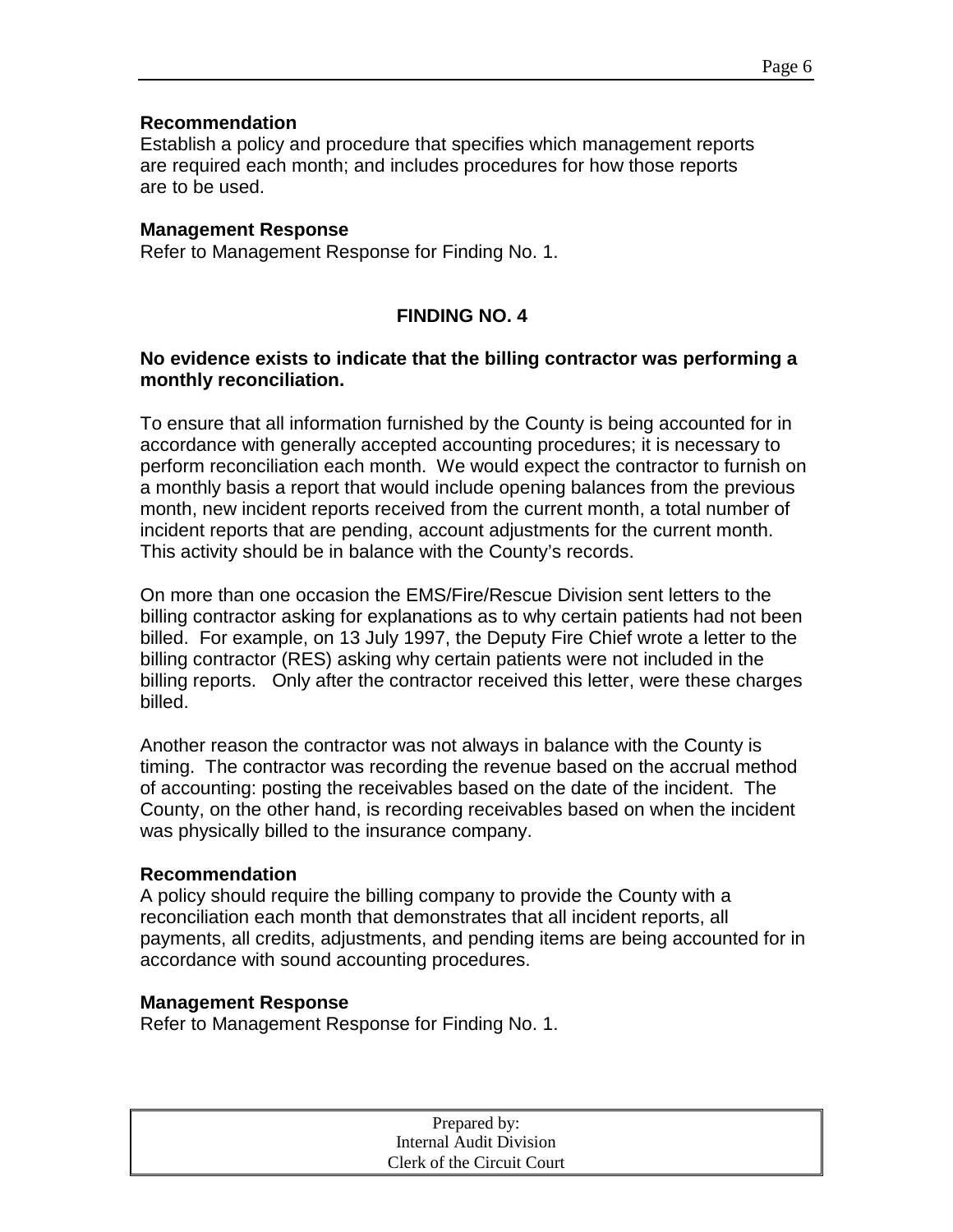**Recommendation**
Establish a policy and procedure that specifies which management reports are required each month; and includes procedures for how those reports are to be used.

**Management Response**
Refer to Management Response for Finding No. 1.

## FINDING NO. 4

**No evidence exists to indicate that the billing contractor was performing a monthly reconciliation.**

To ensure that all information furnished by the County is being accounted for in accordance with generally accepted accounting procedures; it is necessary to perform reconciliation each month. We would expect the contractor to furnish on a monthly basis a report that would include opening balances from the previous month, new incident reports received from the current month, a total number of incident reports that are pending, account adjustments for the current month. This activity should be in balance with the County's records.

On more than one occasion the EMS/Fire/Rescue Division sent letters to the billing contractor asking for explanations as to why certain patients had not been billed. For example, on 13 July 1997, the Deputy Fire Chief wrote a letter to the billing contractor (RES) asking why certain patients were not included in the billing reports. Only after the contractor received this letter, were these charges billed.

Another reason the contractor was not always in balance with the County is timing. The contractor was recording the revenue based on the accrual method of accounting: posting the receivables based on the date of the incident. The County, on the other hand, is recording receivables based on when the incident was physically billed to the insurance company.

**Recommendation**
A policy should require the billing company to provide the County with a reconciliation each month that demonstrates that all incident reports, all payments, all credits, adjustments, and pending items are being accounted for in accordance with sound accounting procedures.

**Management Response**
Refer to Management Response for Finding No. 1.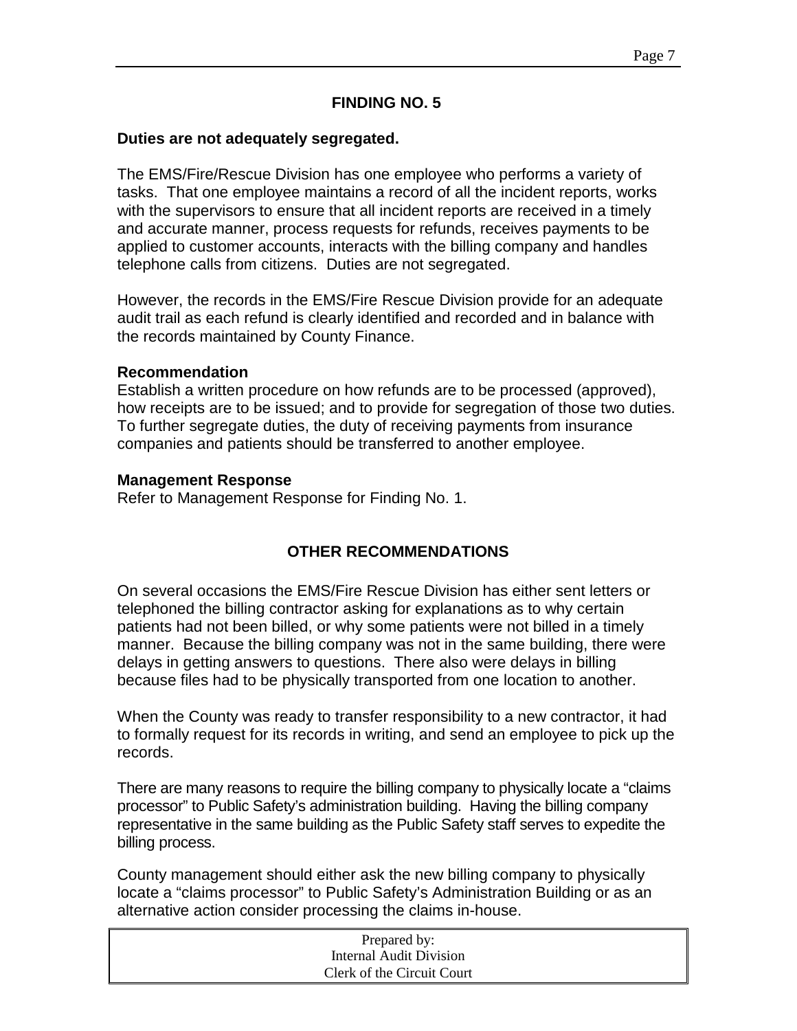## FINDING NO. 5

**Duties are not adequately segregated.**

The EMS/Fire/Rescue Division has one employee who performs a variety of tasks. That one employee maintains a record of all the incident reports, works with the supervisors to ensure that all incident reports are received in a timely and accurate manner, process requests for refunds, receives payments to be applied to customer accounts, interacts with the billing company and handles telephone calls from citizens. Duties are not segregated.

However, the records in the EMS/Fire Rescue Division provide for an adequate audit trail as each refund is clearly identified and recorded and in balance with the records maintained by County Finance.

**Recommendation**

Establish a written procedure on how refunds are to be processed (approved), how receipts are to be issued; and to provide for segregation of those two duties. To further segregate duties, the duty of receiving payments from insurance companies and patients should be transferred to another employee.

**Management Response**

Refer to Management Response for Finding No. 1.

## OTHER RECOMMENDATIONS

On several occasions the EMS/Fire Rescue Division has either sent letters or telephoned the billing contractor asking for explanations as to why certain patients had not been billed, or why some patients were not billed in a timely manner. Because the billing company was not in the same building, there were delays in getting answers to questions. There also were delays in billing because files had to be physically transported from one location to another.

When the County was ready to transfer responsibility to a new contractor, it had to formally request for its records in writing, and send an employee to pick up the records.

There are many reasons to require the billing company to physically locate a "claims processor" to Public Safety's administration building. Having the billing company representative in the same building as the Public Safety staff serves to expedite the billing process.

County management should either ask the new billing company to physically locate a "claims processor" to Public Safety's Administration Building or as an alternative action consider processing the claims in-house.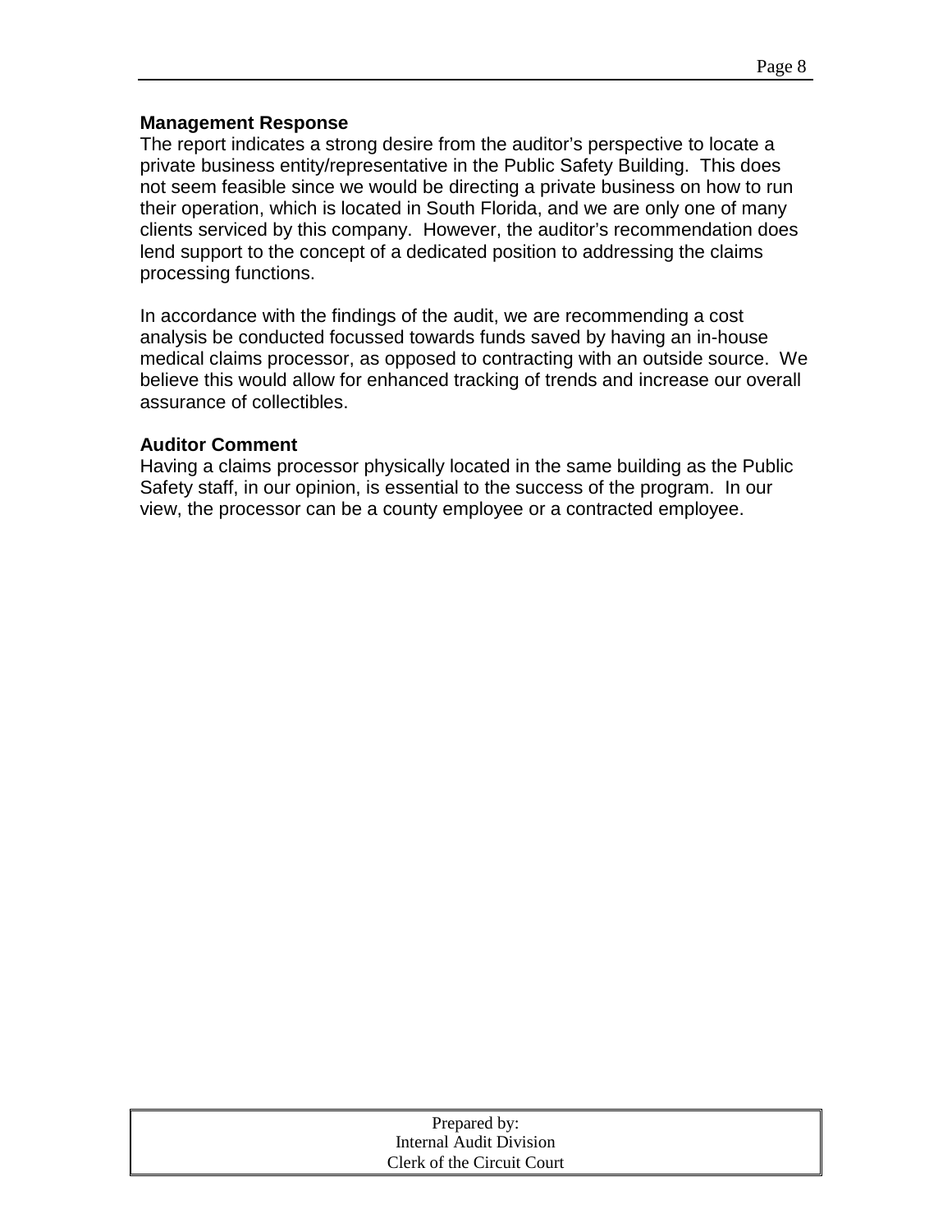**Management Response**

The report indicates a strong desire from the auditor's perspective to locate a private business entity/representative in the Public Safety Building. This does not seem feasible since we would be directing a private business on how to run their operation, which is located in South Florida, and we are only one of many clients serviced by this company. However, the auditor's recommendation does lend support to the concept of a dedicated position to addressing the claims processing functions.

In accordance with the findings of the audit, we are recommending a cost analysis be conducted focussed towards funds saved by having an in-house medical claims processor, as opposed to contracting with an outside source. We believe this would allow for enhanced tracking of trends and increase our overall assurance of collectibles.

**Auditor Comment**

Having a claims processor physically located in the same building as the Public Safety staff, in our opinion, is essential to the success of the program. In our view, the processor can be a county employee or a contracted employee.

Prepared by:
Internal Audit Division
Clerk of the Circuit Court